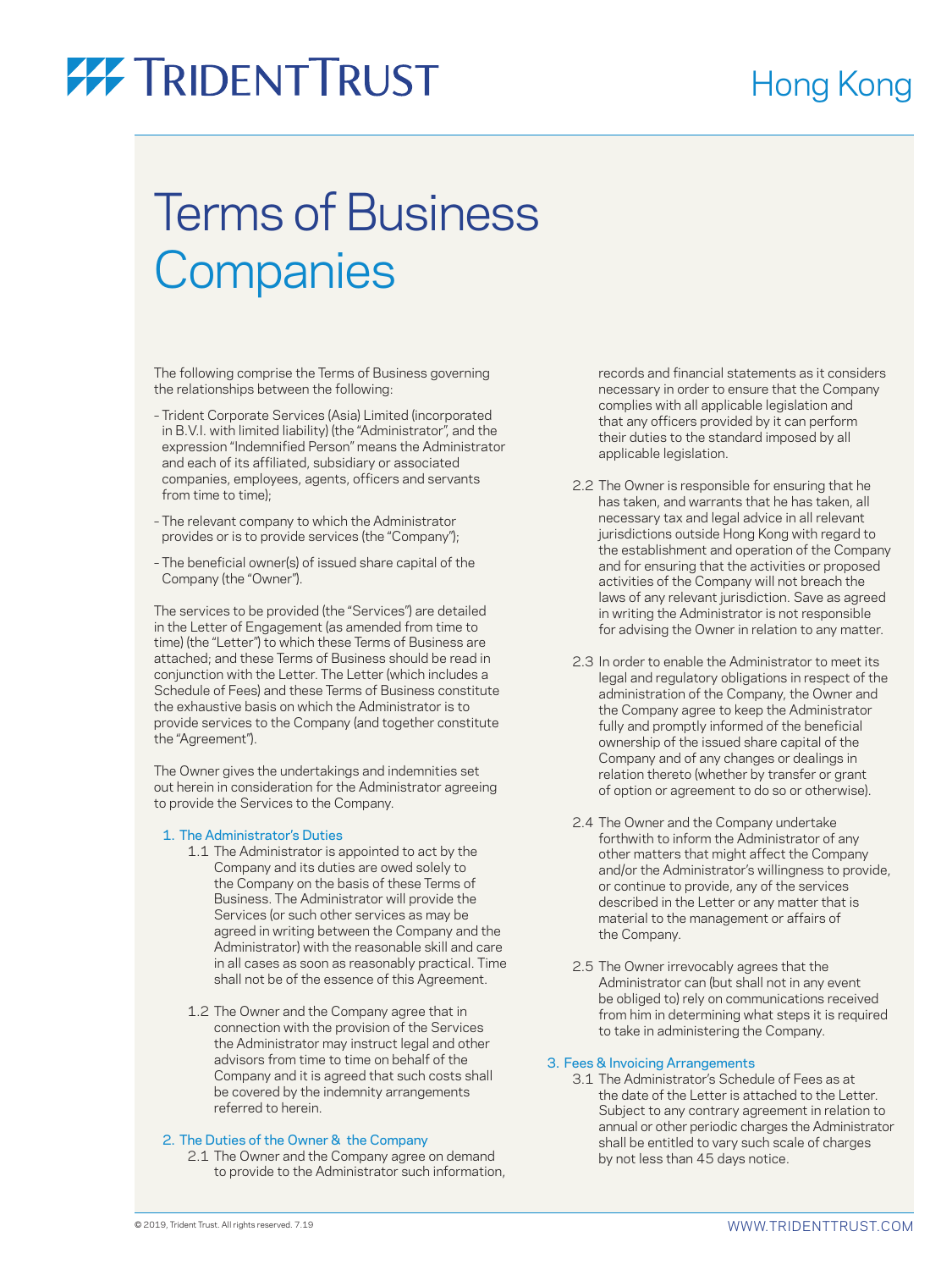# TRIDENT TRUST

Hong Kong

# Terms of Business
# Companies

The following comprise the Terms of Business governing the relationships between the following:

- Trident Corporate Services (Asia) Limited (incorporated in B.V.I. with limited liability) (the "Administrator", and the expression "Indemnified Person" means the Administrator and each of its affiliated, subsidiary or associated companies, employees, agents, officers and servants from time to time);
- The relevant company to which the Administrator provides or is to provide services (the "Company");
- The beneficial owner(s) of issued share capital of the Company (the "Owner").

The services to be provided (the "Services") are detailed in the Letter of Engagement (as amended from time to time) (the "Letter") to which these Terms of Business are attached; and these Terms of Business should be read in conjunction with the Letter. The Letter (which includes a Schedule of Fees) and these Terms of Business constitute the exhaustive basis on which the Administrator is to provide services to the Company (and together constitute the "Agreement").

The Owner gives the undertakings and indemnities set out herein in consideration for the Administrator agreeing to provide the Services to the Company.

## 1. The Administrator's Duties

1.1 The Administrator is appointed to act by the Company and its duties are owed solely to the Company on the basis of these Terms of Business. The Administrator will provide the Services (or such other services as may be agreed in writing between the Company and the Administrator) with the reasonable skill and care in all cases as soon as reasonably practical. Time shall not be of the essence of this Agreement.

1.2 The Owner and the Company agree that in connection with the provision of the Services the Administrator may instruct legal and other advisors from time to time on behalf of the Company and it is agreed that such costs shall be covered by the indemnity arrangements referred to herein.

## 2. The Duties of the Owner & the Company

2.1 The Owner and the Company agree on demand to provide to the Administrator such information, records and financial statements as it considers necessary in order to ensure that the Company complies with all applicable legislation and that any officers provided by it can perform their duties to the standard imposed by all applicable legislation.

2.2 The Owner is responsible for ensuring that he has taken, and warrants that he has taken, all necessary tax and legal advice in all relevant jurisdictions outside Hong Kong with regard to the establishment and operation of the Company and for ensuring that the activities or proposed activities of the Company will not breach the laws of any relevant jurisdiction. Save as agreed in writing the Administrator is not responsible for advising the Owner in relation to any matter.

2.3 In order to enable the Administrator to meet its legal and regulatory obligations in respect of the administration of the Company, the Owner and the Company agree to keep the Administrator fully and promptly informed of the beneficial ownership of the issued share capital of the Company and of any changes or dealings in relation thereto (whether by transfer or grant of option or agreement to do so or otherwise).

2.4 The Owner and the Company undertake forthwith to inform the Administrator of any other matters that might affect the Company and/or the Administrator's willingness to provide, or continue to provide, any of the services described in the Letter or any matter that is material to the management or affairs of the Company.

2.5 The Owner irrevocably agrees that the Administrator can (but shall not in any event be obliged to) rely on communications received from him in determining what steps it is required to take in administering the Company.

## 3. Fees & Invoicing Arrangements

3.1 The Administrator's Schedule of Fees as at the date of the Letter is attached to the Letter. Subject to any contrary agreement in relation to annual or other periodic charges the Administrator shall be entitled to vary such scale of charges by not less than 45 days notice.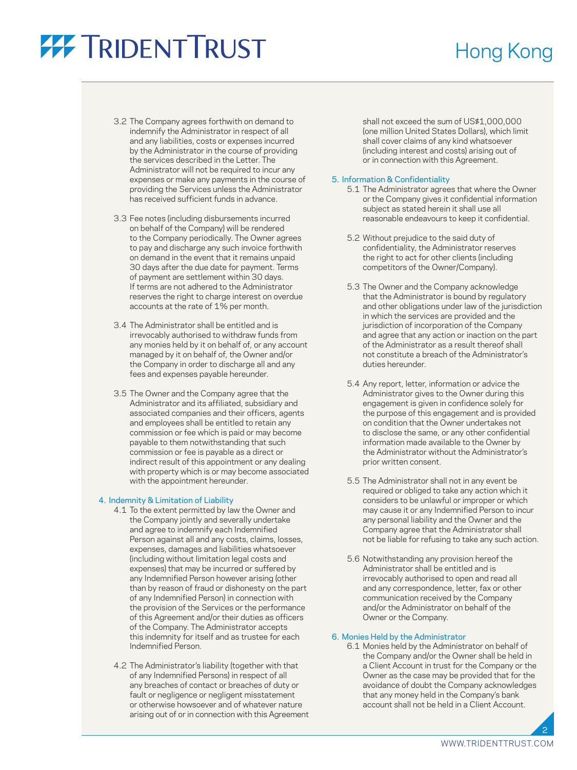3.2 The Company agrees forthwith on demand to indemnify the Administrator in respect of all and any liabilities, costs or expenses incurred by the Administrator in the course of providing the services described in the Letter. The Administrator will not be required to incur any expenses or make any payments in the course of providing the Services unless the Administrator has received sufficient funds in advance.

3.3 Fee notes (including disbursements incurred on behalf of the Company) will be rendered to the Company periodically. The Owner agrees to pay and discharge any such invoice forthwith on demand in the event that it remains unpaid 30 days after the due date for payment. Terms of payment are settlement within 30 days. If terms are not adhered to the Administrator reserves the right to charge interest on overdue accounts at the rate of 1% per month.

3.4 The Administrator shall be entitled and is irrevocably authorised to withdraw funds from any monies held by it on behalf of, or any account managed by it on behalf of, the Owner and/or the Company in order to discharge all and any fees and expenses payable hereunder.

3.5 The Owner and the Company agree that the Administrator and its affiliated, subsidiary and associated companies and their officers, agents and employees shall be entitled to retain any commission or fee which is paid or may become payable to them notwithstanding that such commission or fee is payable as a direct or indirect result of this appointment or any dealing with property which is or may become associated with the appointment hereunder.

## 4. Indemnity & Limitation of Liability

4.1 To the extent permitted by law the Owner and the Company jointly and severally undertake and agree to indemnify each Indemnified Person against all and any costs, claims, losses, expenses, damages and liabilities whatsoever (including without limitation legal costs and expenses) that may be incurred or suffered by any Indemnified Person however arising (other than by reason of fraud or dishonesty on the part of any Indemnified Person) in connection with the provision of the Services or the performance of this Agreement and/or their duties as officers of the Company. The Administrator accepts this indemnity for itself and as trustee for each Indemnified Person.

4.2 The Administrator's liability (together with that of any Indemnified Persons) in respect of all any breaches of contact or breaches of duty or fault or negligence or negligent misstatement or otherwise howsoever and of whatever nature arising out of or in connection with this Agreement shall not exceed the sum of US$1,000,000 (one million United States Dollars), which limit shall cover claims of any kind whatsoever (including interest and costs) arising out of or in connection with this Agreement.

## 5. Information & Confidentiality

5.1 The Administrator agrees that where the Owner or the Company gives it confidential information subject as stated herein it shall use all reasonable endeavours to keep it confidential.

5.2 Without prejudice to the said duty of confidentiality, the Administrator reserves the right to act for other clients (including competitors of the Owner/Company).

5.3 The Owner and the Company acknowledge that the Administrator is bound by regulatory and other obligations under law of the jurisdiction in which the services are provided and the jurisdiction of incorporation of the Company and agree that any action or inaction on the part of the Administrator as a result thereof shall not constitute a breach of the Administrator's duties hereunder.

5.4 Any report, letter, information or advice the Administrator gives to the Owner during this engagement is given in confidence solely for the purpose of this engagement and is provided on condition that the Owner undertakes not to disclose the same, or any other confidential information made available to the Owner by the Administrator without the Administrator's prior written consent.

5.5 The Administrator shall not in any event be required or obliged to take any action which it considers to be unlawful or improper or which may cause it or any Indemnified Person to incur any personal liability and the Owner and the Company agree that the Administrator shall not be liable for refusing to take any such action.

5.6 Notwithstanding any provision hereof the Administrator shall be entitled and is irrevocably authorised to open and read all and any correspondence, letter, fax or other communication received by the Company and/or the Administrator on behalf of the Owner or the Company.

## 6. Monies Held by the Administrator

6.1 Monies held by the Administrator on behalf of the Company and/or the Owner shall be held in a Client Account in trust for the Company or the Owner as the case may be provided that for the avoidance of doubt the Company acknowledges that any money held in the Company's bank account shall not be held in a Client Account.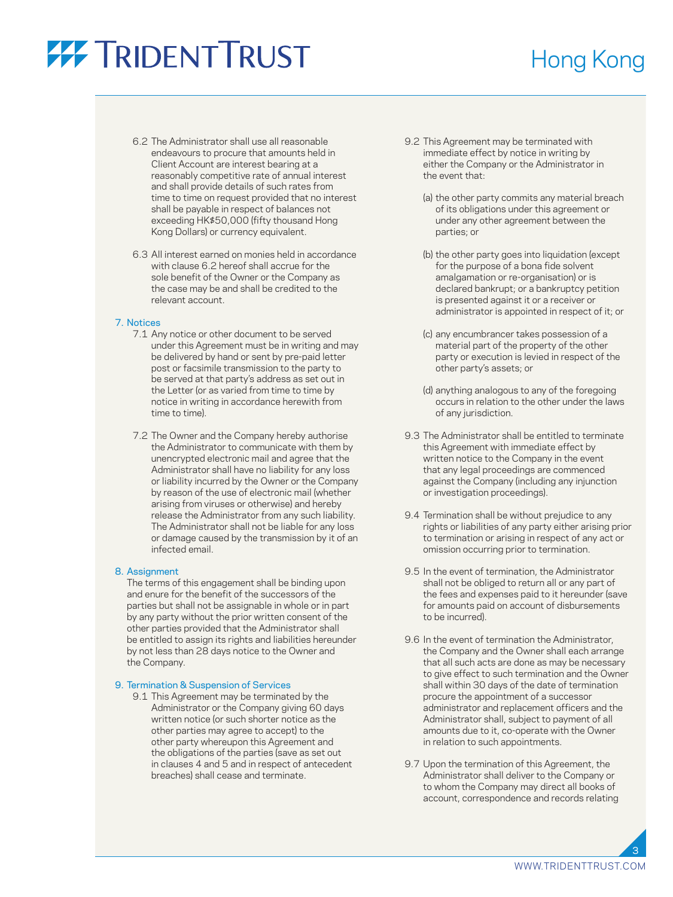6.2 The Administrator shall use all reasonable endeavours to procure that amounts held in Client Account are interest bearing at a reasonably competitive rate of annual interest and shall provide details of such rates from time to time on request provided that no interest shall be payable in respect of balances not exceeding HK$50,000 (fifty thousand Hong Kong Dollars) or currency equivalent.

6.3 All interest earned on monies held in accordance with clause 6.2 hereof shall accrue for the sole benefit of the Owner or the Company as the case may be and shall be credited to the relevant account.

## 7. Notices

7.1 Any notice or other document to be served under this Agreement must be in writing and may be delivered by hand or sent by pre-paid letter post or facsimile transmission to the party to be served at that party's address as set out in the Letter (or as varied from time to time by notice in writing in accordance herewith from time to time).

7.2 The Owner and the Company hereby authorise the Administrator to communicate with them by unencrypted electronic mail and agree that the Administrator shall have no liability for any loss or liability incurred by the Owner or the Company by reason of the use of electronic mail (whether arising from viruses or otherwise) and hereby release the Administrator from any such liability. The Administrator shall not be liable for any loss or damage caused by the transmission by it of an infected email.

## 8. Assignment

The terms of this engagement shall be binding upon and ensure for the benefit of the successors of the parties but shall not be assignable in whole or in part by any party without the prior written consent of the other parties provided that the Administrator shall be entitled to assign its rights and liabilities hereunder by not less than 28 days notice to the Owner and the Company.

## 9. Termination & Suspension of Services

9.1 This Agreement may be terminated by the Administrator or the Company giving 60 days written notice (or such shorter notice as the other parties may agree to accept) to the other party whereupon this Agreement and the obligations of the parties (save as set out in clauses 4 and 5 and in respect of antecedent breaches) shall cease and terminate.

9.2 This Agreement may be terminated with immediate effect by notice in writing by either the Company or the Administrator in the event that:

(a) the other party commits any material breach of its obligations under this agreement or under any other agreement between the parties; or

(b) the other party goes into liquidation (except for the purpose of a bona fide solvent amalgamation or re-organisation) or is declared bankrupt; or a bankruptcy petition is presented against it or a receiver or administrator is appointed in respect of it; or

(c) any encumbrancer takes possession of a material part of the property of the other party or execution is levied in respect of the other party's assets; or

(d) anything analogous to any of the foregoing occurs in relation to the other under the laws of any jurisdiction.

9.3 The Administrator shall be entitled to terminate this Agreement with immediate effect by written notice to the Company in the event that any legal proceedings are commenced against the Company (including any injunction or investigation proceedings).

9.4 Termination shall be without prejudice to any rights or liabilities of any party either arising prior to termination or arising in respect of any act or omission occurring prior to termination.

9.5 In the event of termination, the Administrator shall not be obliged to return all or any part of the fees and expenses paid to it hereunder (save for amounts paid on account of disbursements to be incurred).

9.6 In the event of termination the Administrator, the Company and the Owner shall each arrange that all such acts are done as may be necessary to give effect to such termination and the Owner shall within 30 days of the date of termination procure the appointment of a successor administrator and replacement officers and the Administrator shall, subject to payment of all amounts due to it, co-operate with the Owner in relation to such appointments.

9.7 Upon the termination of this Agreement, the Administrator shall deliver to the Company or to whom the Company may direct all books of account, correspondence and records relating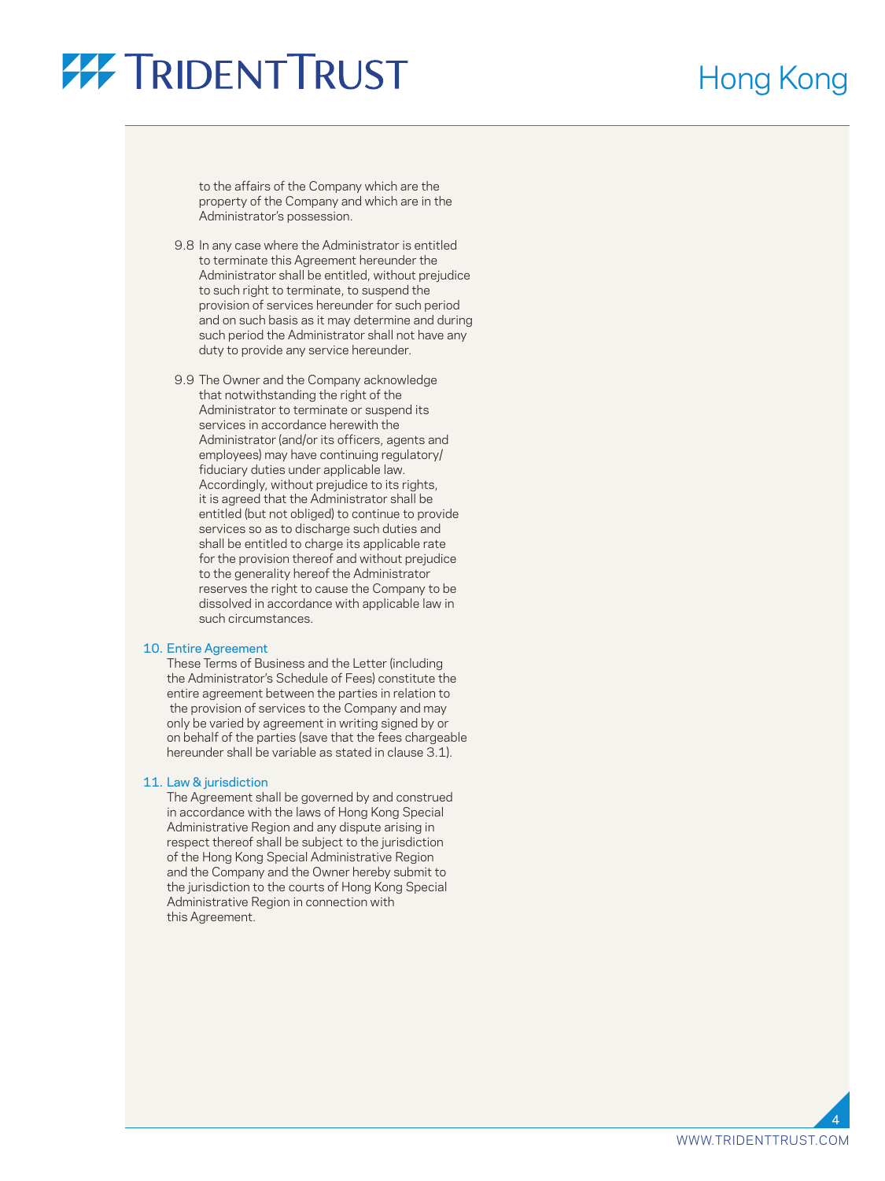to the affairs of the Company which are the property of the Company and which are in the Administrator's possession.

9.8 In any case where the Administrator is entitled to terminate this Agreement hereunder the Administrator shall be entitled, without prejudice to such right to terminate, to suspend the provision of services hereunder for such period and on such basis as it may determine and during such period the Administrator shall not have any duty to provide any service hereunder.

9.9 The Owner and the Company acknowledge that notwithstanding the right of the Administrator to terminate or suspend its services in accordance herewith the Administrator (and/or its officers, agents and employees) may have continuing regulatory/ fiduciary duties under applicable law. Accordingly, without prejudice to its rights, it is agreed that the Administrator shall be entitled (but not obliged) to continue to provide services so as to discharge such duties and shall be entitled to charge its applicable rate for the provision thereof and without prejudice to the generality hereof the Administrator reserves the right to cause the Company to be dissolved in accordance with applicable law in such circumstances.

## 10. Entire Agreement

These Terms of Business and the Letter (including the Administrator's Schedule of Fees) constitute the entire agreement between the parties in relation to the provision of services to the Company and may only be varied by agreement in writing signed by or on behalf of the parties (save that the fees chargeable hereunder shall be variable as stated in clause 3.1).

## 11. Law & jurisdiction

The Agreement shall be governed by and construed in accordance with the laws of Hong Kong Special Administrative Region and any dispute arising in respect thereof shall be subject to the jurisdiction of the Hong Kong Special Administrative Region and the Company and the Owner hereby submit to the jurisdiction to the courts of Hong Kong Special Administrative Region in connection with this Agreement.